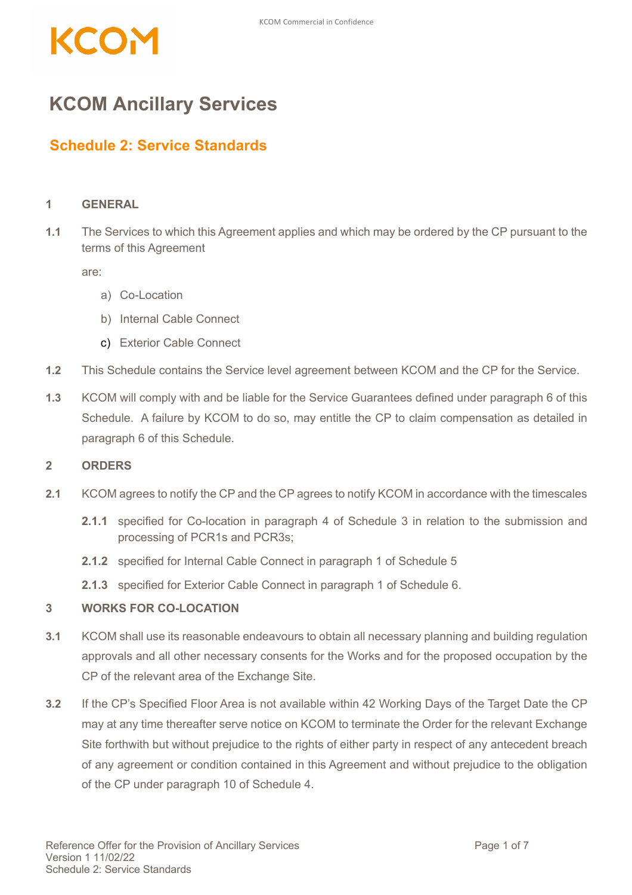# KCOM Ancillary Services

## Schedule 2: Service Standards

**1 GENERAL**

**1.1** The Services to which this Agreement applies and which may be ordered by the CP pursuant to the terms of this Agreement

are:

a) Co-Location

b) Internal Cable Connect

c) Exterior Cable Connect

**1.2** This Schedule contains the Service level agreement between KCOM and the CP for the Service.

**1.3** KCOM will comply with and be liable for the Service Guarantees defined under paragraph 6 of this Schedule. A failure by KCOM to do so, may entitle the CP to claim compensation as detailed in paragraph 6 of this Schedule.

**2 ORDERS**

**2.1** KCOM agrees to notify the CP and the CP agrees to notify KCOM in accordance with the timescales

**2.1.1** specified for Co-location in paragraph 4 of Schedule 3 in relation to the submission and processing of PCR1s and PCR3s;

**2.1.2** specified for Internal Cable Connect in paragraph 1 of Schedule 5

**2.1.3** specified for Exterior Cable Connect in paragraph 1 of Schedule 6.

**3 WORKS FOR CO-LOCATION**

**3.1** KCOM shall use its reasonable endeavours to obtain all necessary planning and building regulation approvals and all other necessary consents for the Works and for the proposed occupation by the CP of the relevant area of the Exchange Site.

**3.2** If the CP's Specified Floor Area is not available within 42 Working Days of the Target Date the CP may at any time thereafter serve notice on KCOM to terminate the Order for the relevant Exchange Site forthwith but without prejudice to the rights of either party in respect of any antecedent breach of any agreement or condition contained in this Agreement and without prejudice to the obligation of the CP under paragraph 10 of Schedule 4.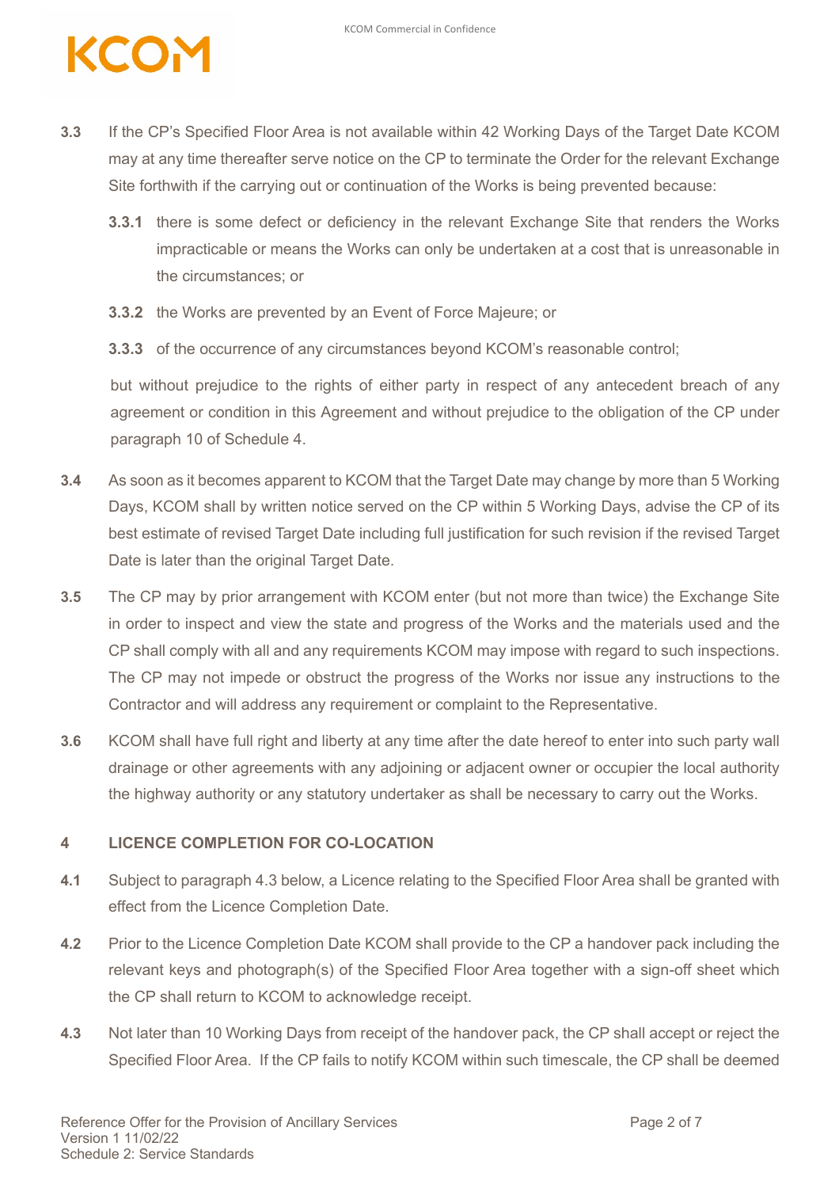**3.3** If the CP's Specified Floor Area is not available within 42 Working Days of the Target Date KCOM may at any time thereafter serve notice on the CP to terminate the Order for the relevant Exchange Site forthwith if the carrying out or continuation of the Works is being prevented because:

**3.3.1** there is some defect or deficiency in the relevant Exchange Site that renders the Works impracticable or means the Works can only be undertaken at a cost that is unreasonable in the circumstances; or

**3.3.2** the Works are prevented by an Event of Force Majeure; or

**3.3.3** of the occurrence of any circumstances beyond KCOM's reasonable control;

but without prejudice to the rights of either party in respect of any antecedent breach of any agreement or condition in this Agreement and without prejudice to the obligation of the CP under paragraph 10 of Schedule 4.

**3.4** As soon as it becomes apparent to KCOM that the Target Date may change by more than 5 Working Days, KCOM shall by written notice served on the CP within 5 Working Days, advise the CP of its best estimate of revised Target Date including full justification for such revision if the revised Target Date is later than the original Target Date.

**3.5** The CP may by prior arrangement with KCOM enter (but not more than twice) the Exchange Site in order to inspect and view the state and progress of the Works and the materials used and the CP shall comply with all and any requirements KCOM may impose with regard to such inspections. The CP may not impede or obstruct the progress of the Works nor issue any instructions to the Contractor and will address any requirement or complaint to the Representative.

**3.6** KCOM shall have full right and liberty at any time after the date hereof to enter into such party wall drainage or other agreements with any adjoining or adjacent owner or occupier the local authority the highway authority or any statutory undertaker as shall be necessary to carry out the Works.

## 4 LICENCE COMPLETION FOR CO-LOCATION

**4.1** Subject to paragraph 4.3 below, a Licence relating to the Specified Floor Area shall be granted with effect from the Licence Completion Date.

**4.2** Prior to the Licence Completion Date KCOM shall provide to the CP a handover pack including the relevant keys and photograph(s) of the Specified Floor Area together with a sign-off sheet which the CP shall return to KCOM to acknowledge receipt.

**4.3** Not later than 10 Working Days from receipt of the handover pack, the CP shall accept or reject the Specified Floor Area. If the CP fails to notify KCOM within such timescale, the CP shall be deemed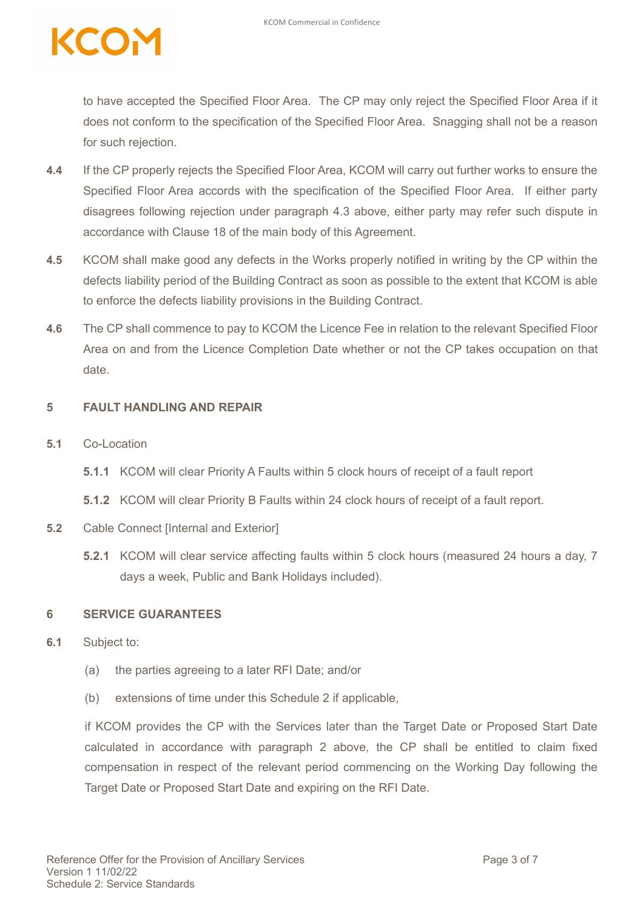to have accepted the Specified Floor Area. The CP may only reject the Specified Floor Area if it does not conform to the specification of the Specified Floor Area. Snagging shall not be a reason for such rejection.

**4.4** If the CP properly rejects the Specified Floor Area, KCOM will carry out further works to ensure the Specified Floor Area accords with the specification of the Specified Floor Area. If either party disagrees following rejection under paragraph 4.3 above, either party may refer such dispute in accordance with Clause 18 of the main body of this Agreement.

**4.5** KCOM shall make good any defects in the Works properly notified in writing by the CP within the defects liability period of the Building Contract as soon as possible to the extent that KCOM is able to enforce the defects liability provisions in the Building Contract.

**4.6** The CP shall commence to pay to KCOM the Licence Fee in relation to the relevant Specified Floor Area on and from the Licence Completion Date whether or not the CP takes occupation on that date.

## 5 FAULT HANDLING AND REPAIR

**5.1** Co-Location

**5.1.1** KCOM will clear Priority A Faults within 5 clock hours of receipt of a fault report

**5.1.2** KCOM will clear Priority B Faults within 24 clock hours of receipt of a fault report.

**5.2** Cable Connect [Internal and Exterior]

**5.2.1** KCOM will clear service affecting faults within 5 clock hours (measured 24 hours a day, 7 days a week, Public and Bank Holidays included).

## 6 SERVICE GUARANTEES

**6.1** Subject to:

(a) the parties agreeing to a later RFI Date; and/or

(b) extensions of time under this Schedule 2 if applicable,

if KCOM provides the CP with the Services later than the Target Date or Proposed Start Date calculated in accordance with paragraph 2 above, the CP shall be entitled to claim fixed compensation in respect of the relevant period commencing on the Working Day following the Target Date or Proposed Start Date and expiring on the RFI Date.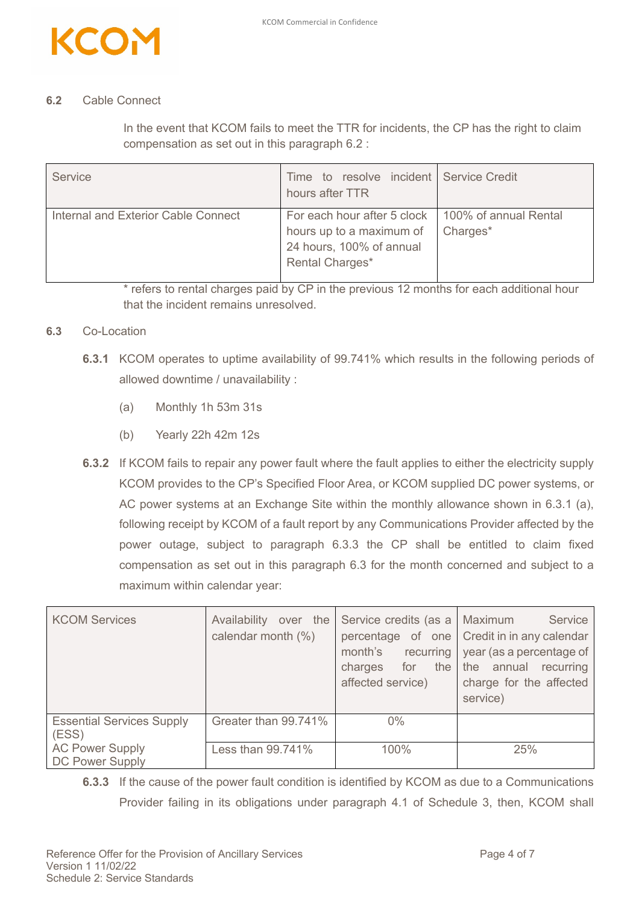**6.2** Cable Connect

In the event that KCOM fails to meet the TTR for incidents, the CP has the right to claim compensation as set out in this paragraph 6.2 :

| Service | Time to resolve incident hours after TTR | Service Credit |
|---|---|---|
| Internal and Exterior Cable Connect | For each hour after 5 clock hours up to a maximum of 24 hours, 100% of annual Rental Charges* | 100% of annual Rental Charges* |

* refers to rental charges paid by CP in the previous 12 months for each additional hour that the incident remains unresolved.

**6.3** Co-Location

**6.3.1** KCOM operates to uptime availability of 99.741% which results in the following periods of allowed downtime / unavailability :

(a) Monthly 1h 53m 31s

(b) Yearly 22h 42m 12s

**6.3.2** If KCOM fails to repair any power fault where the fault applies to either the electricity supply KCOM provides to the CP's Specified Floor Area, or KCOM supplied DC power systems, or AC power systems at an Exchange Site within the monthly allowance shown in 6.3.1 (a), following receipt by KCOM of a fault report by any Communications Provider affected by the power outage, subject to paragraph 6.3.3 the CP shall be entitled to claim fixed compensation as set out in this paragraph 6.3 for the month concerned and subject to a maximum within calendar year:

| KCOM Services | Availability over the calendar month (%) | Service credits (as a percentage of one month's recurring charges for the affected service) | Maximum Service Credit in in any calendar year (as a percentage of the annual recurring charge for the affected service) |
|---|---|---|---|
| Essential Services Supply (ESS)<br>AC Power Supply<br>DC Power Supply | Greater than 99.741% | 0% | |
| | Less than 99.741% | 100% | 25% |

**6.3.3** If the cause of the power fault condition is identified by KCOM as due to a Communications Provider failing in its obligations under paragraph 4.1 of Schedule 3, then, KCOM shall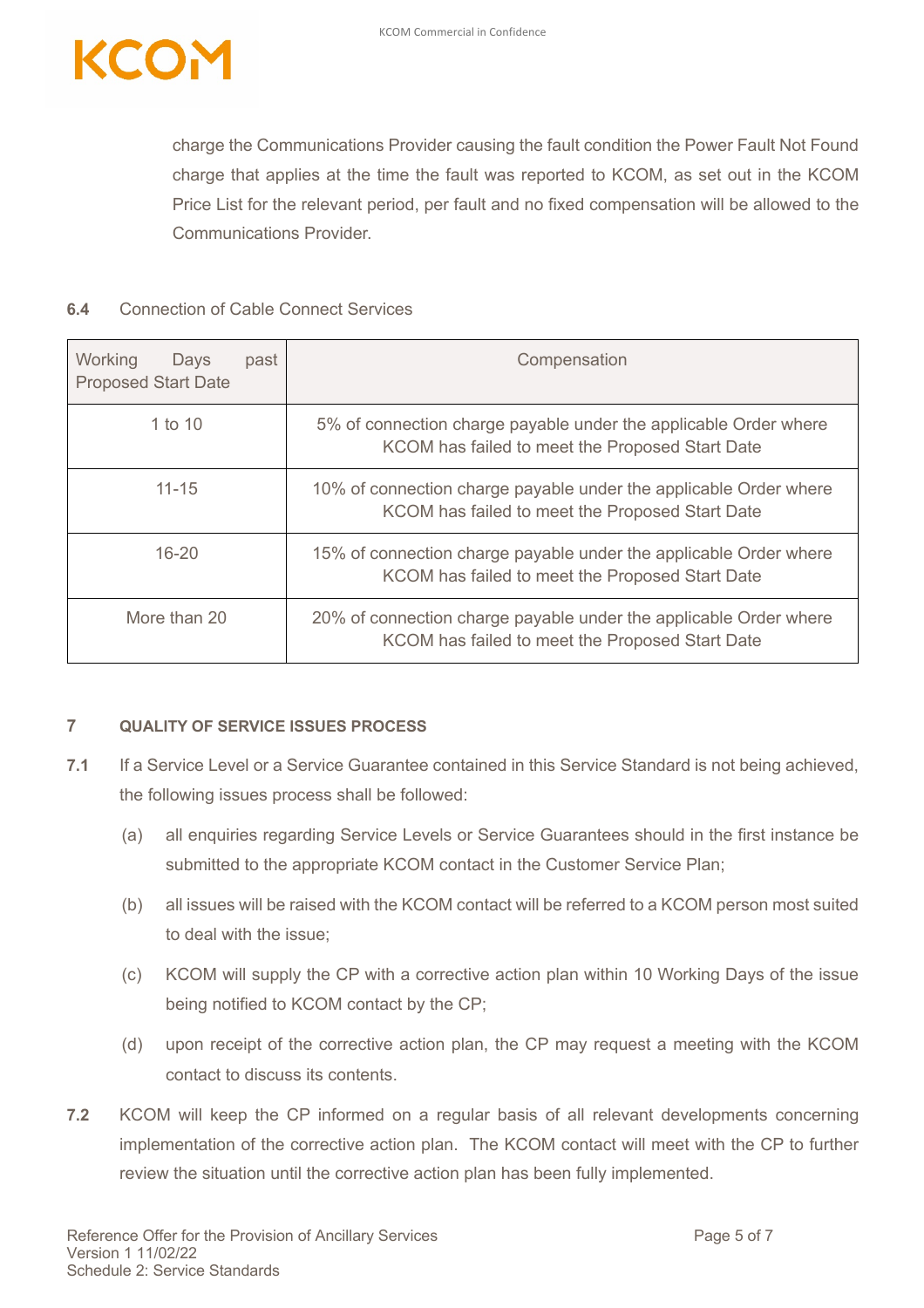charge the Communications Provider causing the fault condition the Power Fault Not Found charge that applies at the time the fault was reported to KCOM, as set out in the KCOM Price List for the relevant period, per fault and no fixed compensation will be allowed to the Communications Provider.

**6.4** Connection of Cable Connect Services

| Working Days past Proposed Start Date | Compensation |
|---|---|
| 1 to 10 | 5% of connection charge payable under the applicable Order where KCOM has failed to meet the Proposed Start Date |
| 11-15 | 10% of connection charge payable under the applicable Order where KCOM has failed to meet the Proposed Start Date |
| 16-20 | 15% of connection charge payable under the applicable Order where KCOM has failed to meet the Proposed Start Date |
| More than 20 | 20% of connection charge payable under the applicable Order where KCOM has failed to meet the Proposed Start Date |

## 7 QUALITY OF SERVICE ISSUES PROCESS

**7.1** If a Service Level or a Service Guarantee contained in this Service Standard is not being achieved, the following issues process shall be followed:

(a) all enquiries regarding Service Levels or Service Guarantees should in the first instance be submitted to the appropriate KCOM contact in the Customer Service Plan;

(b) all issues will be raised with the KCOM contact will be referred to a KCOM person most suited to deal with the issue;

(c) KCOM will supply the CP with a corrective action plan within 10 Working Days of the issue being notified to KCOM contact by the CP;

(d) upon receipt of the corrective action plan, the CP may request a meeting with the KCOM contact to discuss its contents.

**7.2** KCOM will keep the CP informed on a regular basis of all relevant developments concerning implementation of the corrective action plan. The KCOM contact will meet with the CP to further review the situation until the corrective action plan has been fully implemented.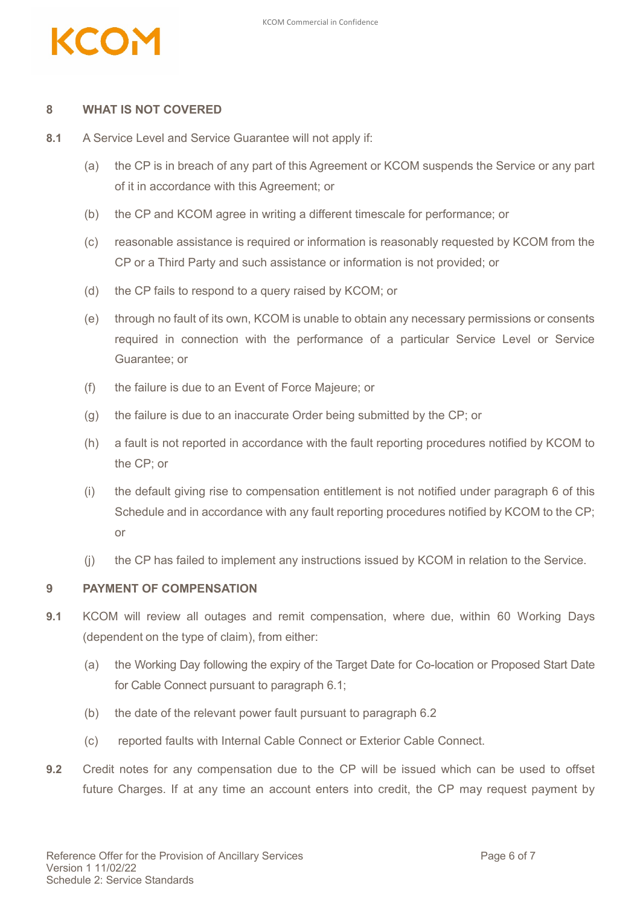## 8 WHAT IS NOT COVERED

**8.1** A Service Level and Service Guarantee will not apply if:

(a) the CP is in breach of any part of this Agreement or KCOM suspends the Service or any part of it in accordance with this Agreement; or

(b) the CP and KCOM agree in writing a different timescale for performance; or

(c) reasonable assistance is required or information is reasonably requested by KCOM from the CP or a Third Party and such assistance or information is not provided; or

(d) the CP fails to respond to a query raised by KCOM; or

(e) through no fault of its own, KCOM is unable to obtain any necessary permissions or consents required in connection with the performance of a particular Service Level or Service Guarantee; or

(f) the failure is due to an Event of Force Majeure; or

(g) the failure is due to an inaccurate Order being submitted by the CP; or

(h) a fault is not reported in accordance with the fault reporting procedures notified by KCOM to the CP; or

(i) the default giving rise to compensation entitlement is not notified under paragraph 6 of this Schedule and in accordance with any fault reporting procedures notified by KCOM to the CP; or

(j) the CP has failed to implement any instructions issued by KCOM in relation to the Service.

## 9 PAYMENT OF COMPENSATION

**9.1** KCOM will review all outages and remit compensation, where due, within 60 Working Days (dependent on the type of claim), from either:

(a) the Working Day following the expiry of the Target Date for Co-location or Proposed Start Date for Cable Connect pursuant to paragraph 6.1;

(b) the date of the relevant power fault pursuant to paragraph 6.2

(c) reported faults with Internal Cable Connect or Exterior Cable Connect.

**9.2** Credit notes for any compensation due to the CP will be issued which can be used to offset future Charges. If at any time an account enters into credit, the CP may request payment by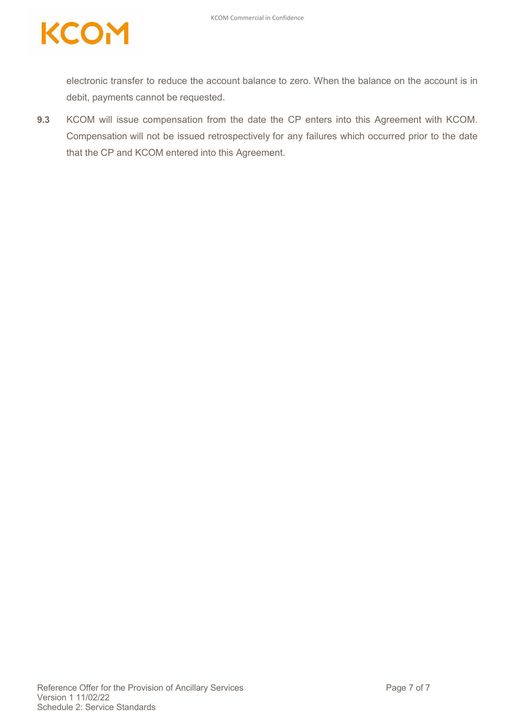electronic transfer to reduce the account balance to zero. When the balance on the account is in debit, payments cannot be requested.

**9.3** KCOM will issue compensation from the date the CP enters into this Agreement with KCOM. Compensation will not be issued retrospectively for any failures which occurred prior to the date that the CP and KCOM entered into this Agreement.